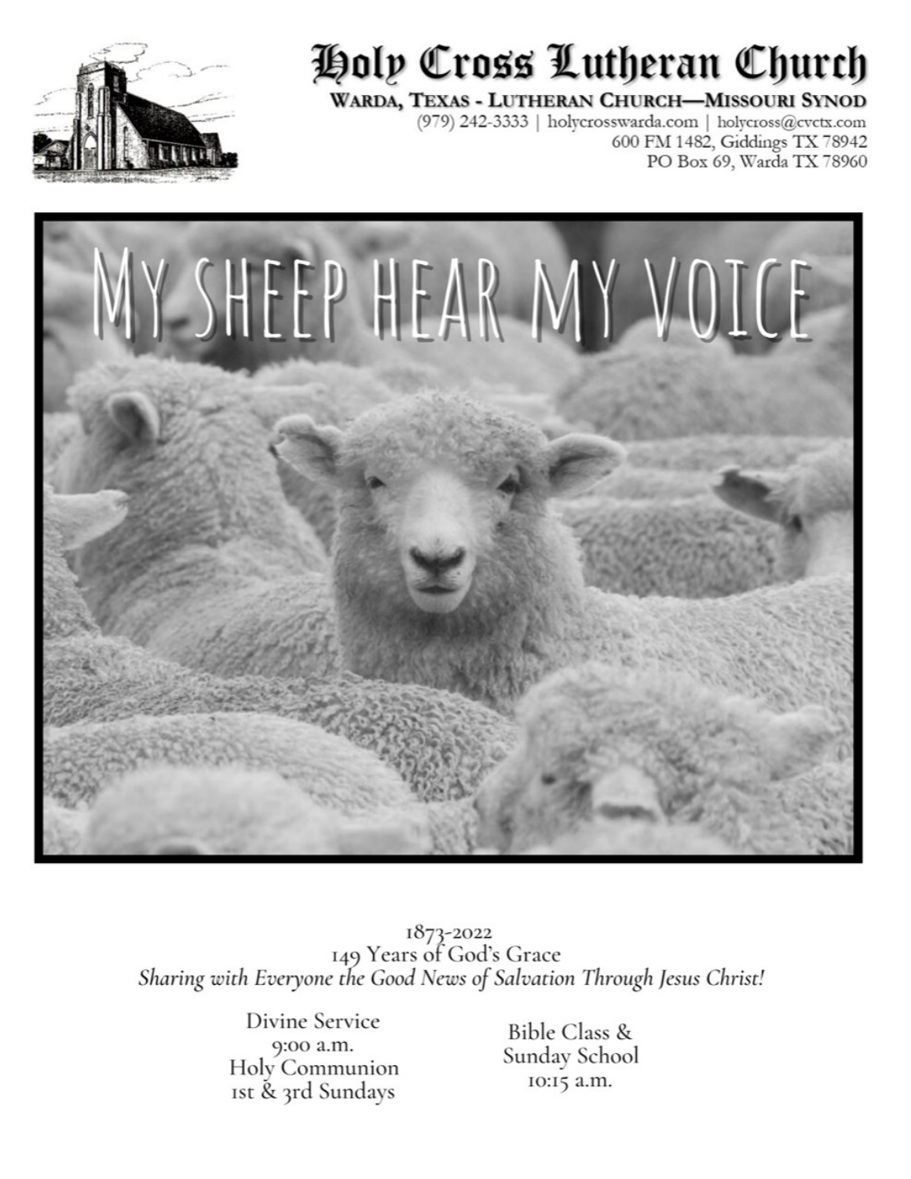# Holy Cross Lutheran Church

**WARDA, TEXAS - LUTHERAN CHURCH—MISSOURI SYNOD**

(979) 242-3333 | holycrosswarda.com | holycross@cvctx.com
600 FM 1482, Giddings TX 78942
PO Box 69, Warda TX 78960

# MY SHEEP HEAR MY VOICE

1873-2022
149 Years of God's Grace
*Sharing with Everyone the Good News of Salvation Through Jesus Christ!*

Divine Service
9:00 a.m.
Holy Communion
1st & 3rd Sundays

Bible Class &
Sunday School
10:15 a.m.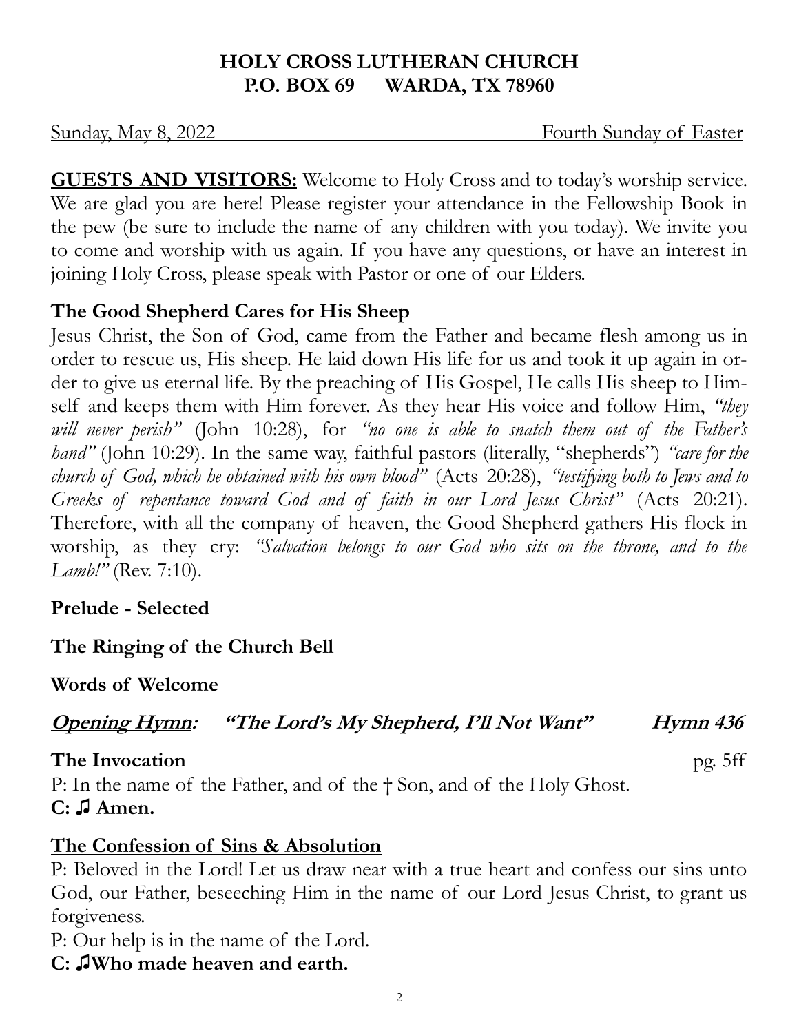**HOLY CROSS LUTHERAN CHURCH**
**P.O. BOX 69 WARDA, TX 78960**

Sunday, May 8, 2022 Fourth Sunday of Easter

**GUESTS AND VISITORS:** Welcome to Holy Cross and to today's worship service. We are glad you are here! Please register your attendance in the Fellowship Book in the pew (be sure to include the name of any children with you today). We invite you to come and worship with us again. If you have any questions, or have an interest in joining Holy Cross, please speak with Pastor or one of our Elders.

## The Good Shepherd Cares for His Sheep

Jesus Christ, the Son of God, came from the Father and became flesh among us in order to rescue us, His sheep. He laid down His life for us and took it up again in order to give us eternal life. By the preaching of His Gospel, He calls His sheep to Himself and keeps them with Him forever. As they hear His voice and follow Him, *"they will never perish"* (John 10:28), for *"no one is able to snatch them out of the Father's hand"* (John 10:29). In the same way, faithful pastors (literally, "shepherds") *"care for the church of God, which he obtained with his own blood"* (Acts 20:28), *"testifying both to Jews and to Greeks of repentance toward God and of faith in our Lord Jesus Christ"* (Acts 20:21). Therefore, with all the company of heaven, the Good Shepherd gathers His flock in worship, as they cry: *"Salvation belongs to our God who sits on the throne, and to the Lamb!"* (Rev. 7:10).

**Prelude - Selected**

**The Ringing of the Church Bell**

**Words of Welcome**

***Opening Hymn:* *"The Lord's My Shepherd, I'll Not Want"*** ***Hymn 436***

**The Invocation** pg. 5ff

P: In the name of the Father, and of the † Son, and of the Holy Ghost.
**C: ♫ Amen.**

**The Confession of Sins & Absolution**

P: Beloved in the Lord! Let us draw near with a true heart and confess our sins unto God, our Father, beseeching Him in the name of our Lord Jesus Christ, to grant us forgiveness.

P: Our help is in the name of the Lord.
**C: ♫Who made heaven and earth.**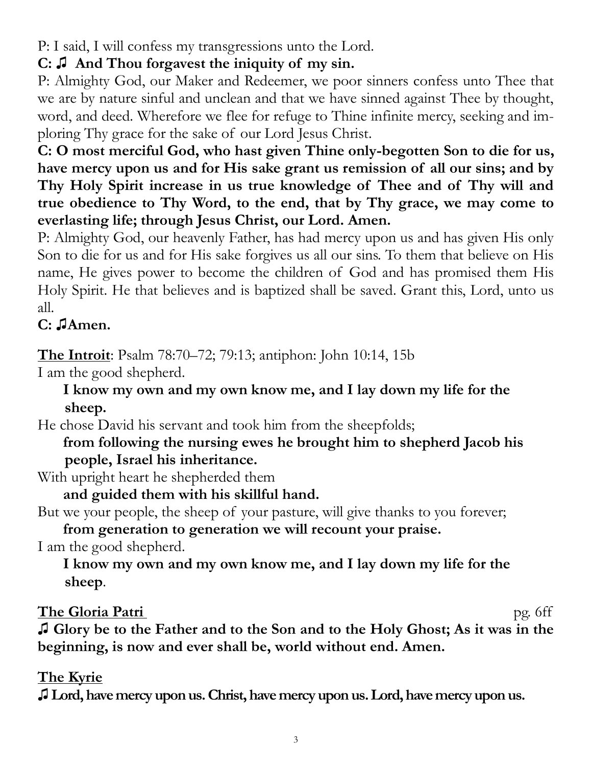P: I said, I will confess my transgressions unto the Lord.

**C: ♫ And Thou forgavest the iniquity of my sin.**

P: Almighty God, our Maker and Redeemer, we poor sinners confess unto Thee that we are by nature sinful and unclean and that we have sinned against Thee by thought, word, and deed. Wherefore we flee for refuge to Thine infinite mercy, seeking and imploring Thy grace for the sake of our Lord Jesus Christ.

**C: O most merciful God, who hast given Thine only-begotten Son to die for us, have mercy upon us and for His sake grant us remission of all our sins; and by Thy Holy Spirit increase in us true knowledge of Thee and of Thy will and true obedience to Thy Word, to the end, that by Thy grace, we may come to everlasting life; through Jesus Christ, our Lord. Amen.**

P: Almighty God, our heavenly Father, has had mercy upon us and has given His only Son to die for us and for His sake forgives us all our sins. To them that believe on His name, He gives power to become the children of God and has promised them His Holy Spirit. He that believes and is baptized shall be saved. Grant this, Lord, unto us all.

**C: ♫Amen.**

**The Introit**: Psalm 78:70–72; 79:13; antiphon: John 10:14, 15b

I am the good shepherd.

**I know my own and my own know me, and I lay down my life for the sheep.**

He chose David his servant and took him from the sheepfolds;

**from following the nursing ewes he brought him to shepherd Jacob his people, Israel his inheritance.**

With upright heart he shepherded them

**and guided them with his skillful hand.**

But we your people, the sheep of your pasture, will give thanks to you forever;

**from generation to generation we will recount your praise.**

I am the good shepherd.

**I know my own and my own know me, and I lay down my life for the sheep**.

**The Gloria Patri** pg. 6ff

**♫ Glory be to the Father and to the Son and to the Holy Ghost; As it was in the beginning, is now and ever shall be, world without end. Amen.**

**The Kyrie**

**♫ Lord, have mercy upon us. Christ, have mercy upon us. Lord, have mercy upon us.**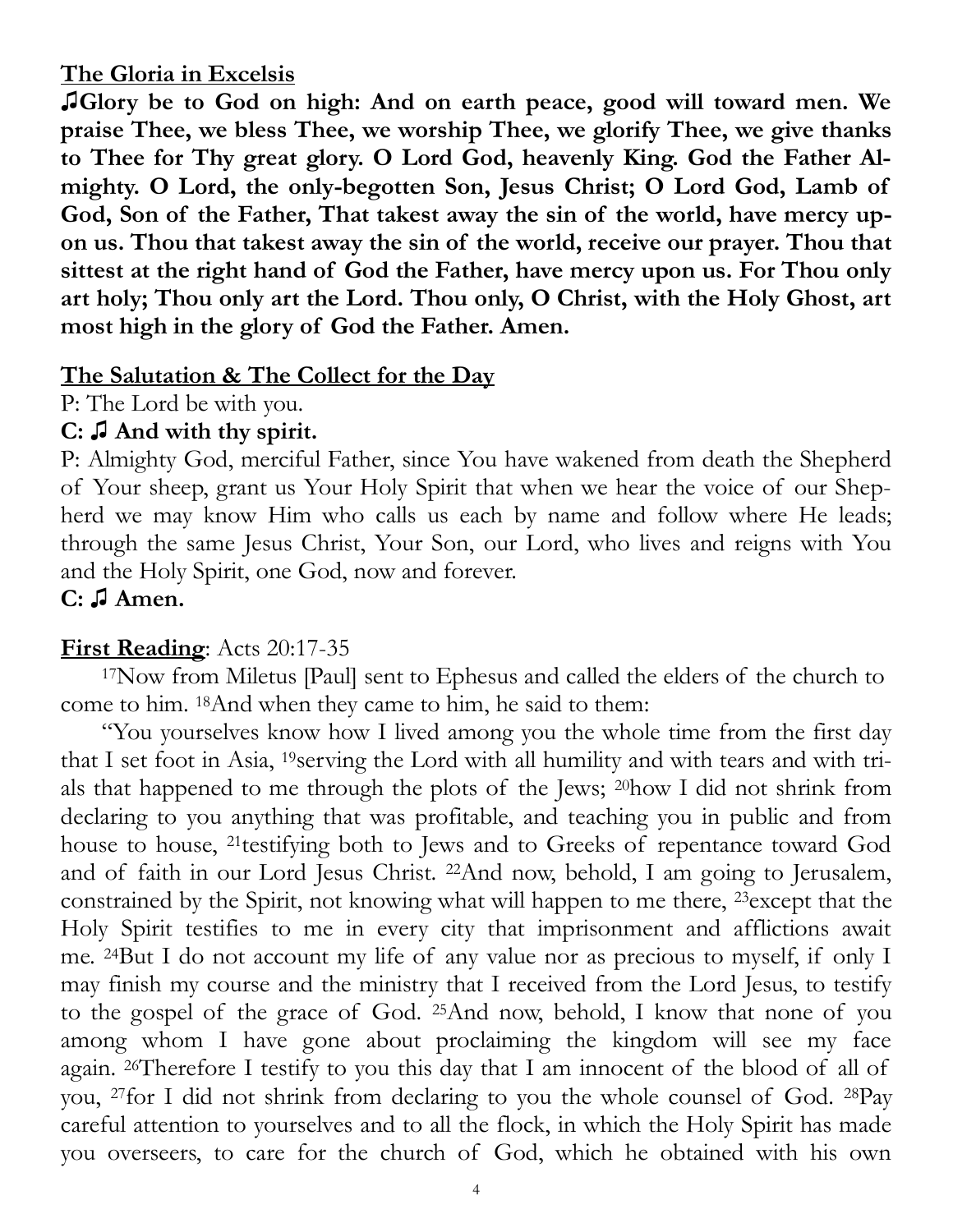**The Gloria in Excelsis**

**♫Glory be to God on high: And on earth peace, good will toward men. We praise Thee, we bless Thee, we worship Thee, we glorify Thee, we give thanks to Thee for Thy great glory. O Lord God, heavenly King. God the Father Almighty. O Lord, the only-begotten Son, Jesus Christ; O Lord God, Lamb of God, Son of the Father, That takest away the sin of the world, have mercy upon us. Thou that takest away the sin of the world, receive our prayer. Thou that sittest at the right hand of God the Father, have mercy upon us. For Thou only art holy; Thou only art the Lord. Thou only, O Christ, with the Holy Ghost, art most high in the glory of God the Father. Amen.**

**The Salutation & The Collect for the Day**

P: The Lord be with you.

**C: ♫ And with thy spirit.**

P: Almighty God, merciful Father, since You have wakened from death the Shepherd of Your sheep, grant us Your Holy Spirit that when we hear the voice of our Shepherd we may know Him who calls us each by name and follow where He leads; through the same Jesus Christ, Your Son, our Lord, who lives and reigns with You and the Holy Spirit, one God, now and forever.

**C: ♫ Amen.**

**First Reading**: Acts 20:17-35

[17]Now from Miletus [Paul] sent to Ephesus and called the elders of the church to come to him. [18]And when they came to him, he said to them:

"You yourselves know how I lived among you the whole time from the first day that I set foot in Asia, [19]serving the Lord with all humility and with tears and with trials that happened to me through the plots of the Jews; [20]how I did not shrink from declaring to you anything that was profitable, and teaching you in public and from house to house, [21]testifying both to Jews and to Greeks of repentance toward God and of faith in our Lord Jesus Christ. [22]And now, behold, I am going to Jerusalem, constrained by the Spirit, not knowing what will happen to me there, [23]except that the Holy Spirit testifies to me in every city that imprisonment and afflictions await me. [24]But I do not account my life of any value nor as precious to myself, if only I may finish my course and the ministry that I received from the Lord Jesus, to testify to the gospel of the grace of God. [25]And now, behold, I know that none of you among whom I have gone about proclaiming the kingdom will see my face again. [26]Therefore I testify to you this day that I am innocent of the blood of all of you, [27]for I did not shrink from declaring to you the whole counsel of God. [28]Pay careful attention to yourselves and to all the flock, in which the Holy Spirit has made you overseers, to care for the church of God, which he obtained with his own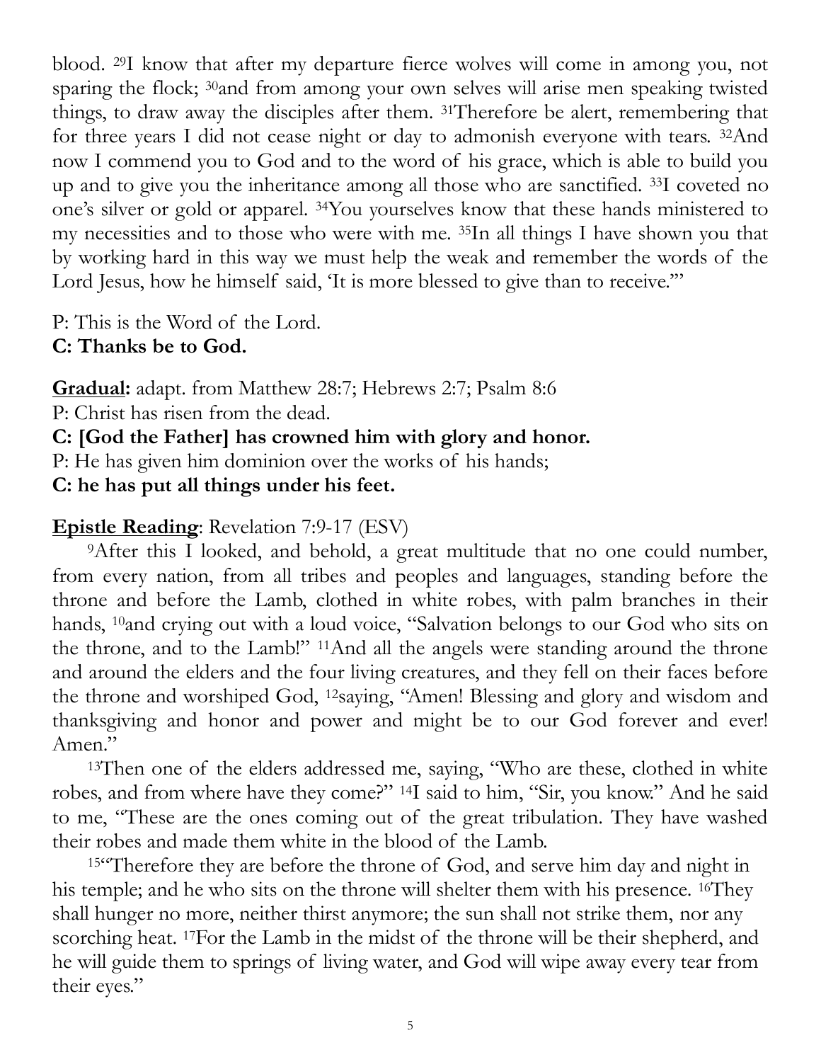blood. [29]I know that after my departure fierce wolves will come in among you, not sparing the flock; [30]and from among your own selves will arise men speaking twisted things, to draw away the disciples after them. [31]Therefore be alert, remembering that for three years I did not cease night or day to admonish everyone with tears. [32]And now I commend you to God and to the word of his grace, which is able to build you up and to give you the inheritance among all those who are sanctified. [33]I coveted no one's silver or gold or apparel. [34]You yourselves know that these hands ministered to my necessities and to those who were with me. [35]In all things I have shown you that by working hard in this way we must help the weak and remember the words of the Lord Jesus, how he himself said, 'It is more blessed to give than to receive.'"

P: This is the Word of the Lord.
**C: Thanks be to God.**

**Gradual:** adapt. from Matthew 28:7; Hebrews 2:7; Psalm 8:6
P: Christ has risen from the dead.
**C: [God the Father] has crowned him with glory and honor.**
P: He has given him dominion over the works of his hands;
**C: he has put all things under his feet.**

**Epistle Reading**: Revelation 7:9-17 (ESV)

[9]After this I looked, and behold, a great multitude that no one could number, from every nation, from all tribes and peoples and languages, standing before the throne and before the Lamb, clothed in white robes, with palm branches in their hands, [10]and crying out with a loud voice, "Salvation belongs to our God who sits on the throne, and to the Lamb!" [11]And all the angels were standing around the throne and around the elders and the four living creatures, and they fell on their faces before the throne and worshiped God, [12]saying, "Amen! Blessing and glory and wisdom and thanksgiving and honor and power and might be to our God forever and ever! Amen."

[13]Then one of the elders addressed me, saying, "Who are these, clothed in white robes, and from where have they come?" [14]I said to him, "Sir, you know." And he said to me, "These are the ones coming out of the great tribulation. They have washed their robes and made them white in the blood of the Lamb.

[15]"Therefore they are before the throne of God, and serve him day and night in his temple; and he who sits on the throne will shelter them with his presence. [16]They shall hunger no more, neither thirst anymore; the sun shall not strike them, nor any scorching heat. [17]For the Lamb in the midst of the throne will be their shepherd, and he will guide them to springs of living water, and God will wipe away every tear from their eyes."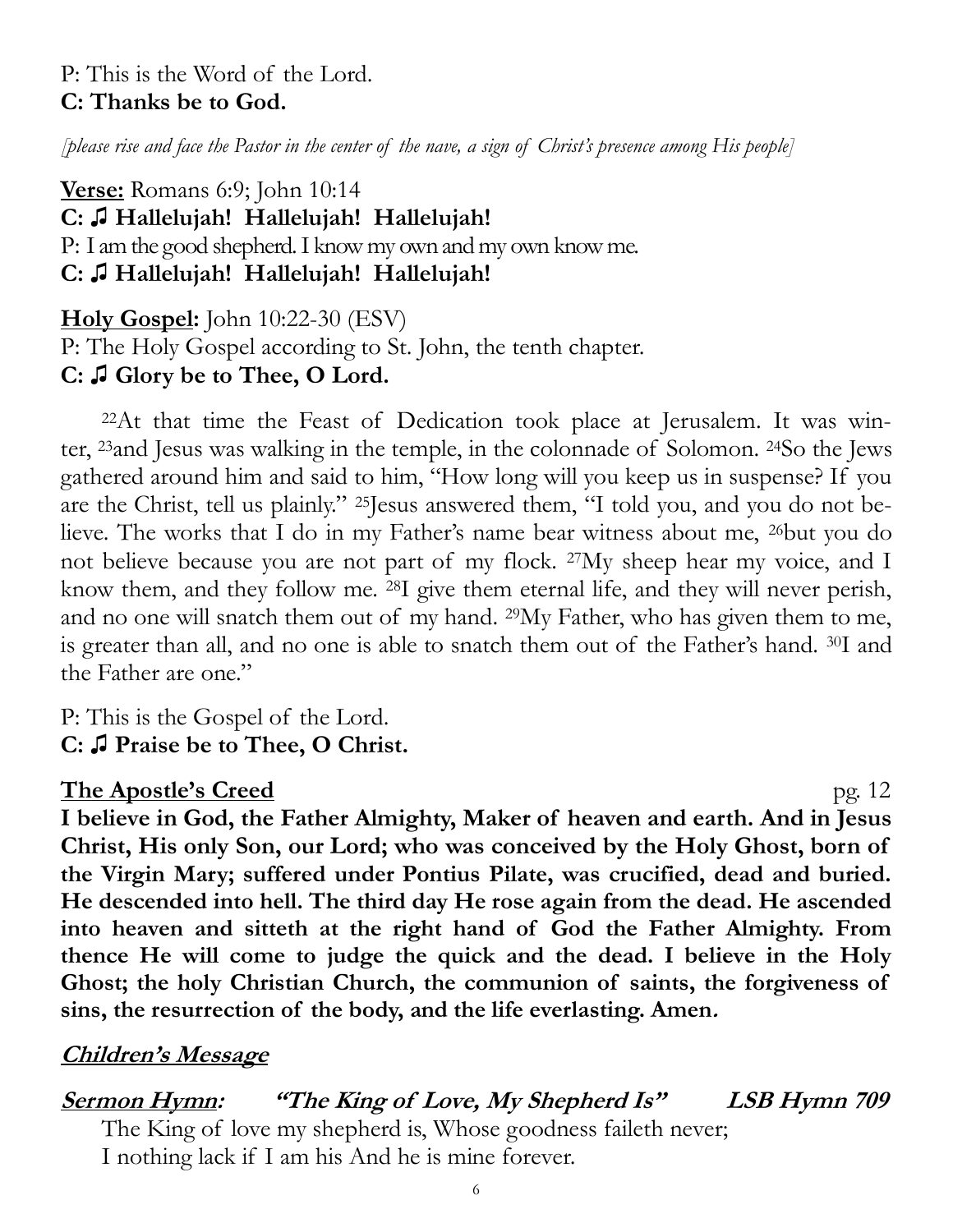P: This is the Word of the Lord.
**C: Thanks be to God.**

*[please rise and face the Pastor in the center of the nave, a sign of Christ's presence among His people]*

**Verse:** Romans 6:9; John 10:14
**C: ♫ Hallelujah! Hallelujah! Hallelujah!**
P: I am the good shepherd. I know my own and my own know me.
**C: ♫ Hallelujah! Hallelujah! Hallelujah!**

**Holy Gospel:** John 10:22-30 (ESV)
P: The Holy Gospel according to St. John, the tenth chapter.
**C: ♫ Glory be to Thee, O Lord.**

22At that time the Feast of Dedication took place at Jerusalem. It was winter, 23and Jesus was walking in the temple, in the colonnade of Solomon. 24So the Jews gathered around him and said to him, "How long will you keep us in suspense? If you are the Christ, tell us plainly." 25Jesus answered them, "I told you, and you do not believe. The works that I do in my Father's name bear witness about me, 26but you do not believe because you are not part of my flock. 27My sheep hear my voice, and I know them, and they follow me. 28I give them eternal life, and they will never perish, and no one will snatch them out of my hand. 29My Father, who has given them to me, is greater than all, and no one is able to snatch them out of the Father's hand. 30I and the Father are one."

P: This is the Gospel of the Lord.
**C: ♫ Praise be to Thee, O Christ.**

**The Apostle's Creed** pg. 12

**I believe in God, the Father Almighty, Maker of heaven and earth. And in Jesus Christ, His only Son, our Lord; who was conceived by the Holy Ghost, born of the Virgin Mary; suffered under Pontius Pilate, was crucified, dead and buried. He descended into hell. The third day He rose again from the dead. He ascended into heaven and sitteth at the right hand of God the Father Almighty. From thence He will come to judge the quick and the dead. I believe in the Holy Ghost; the holy Christian Church, the communion of saints, the forgiveness of sins, the resurrection of the body, and the life everlasting. Amen.**

***Children's Message***

***Sermon Hymn:* "The King of Love, My Shepherd Is" LSB Hymn 709**

The King of love my shepherd is, Whose goodness faileth never;
I nothing lack if I am his And he is mine forever.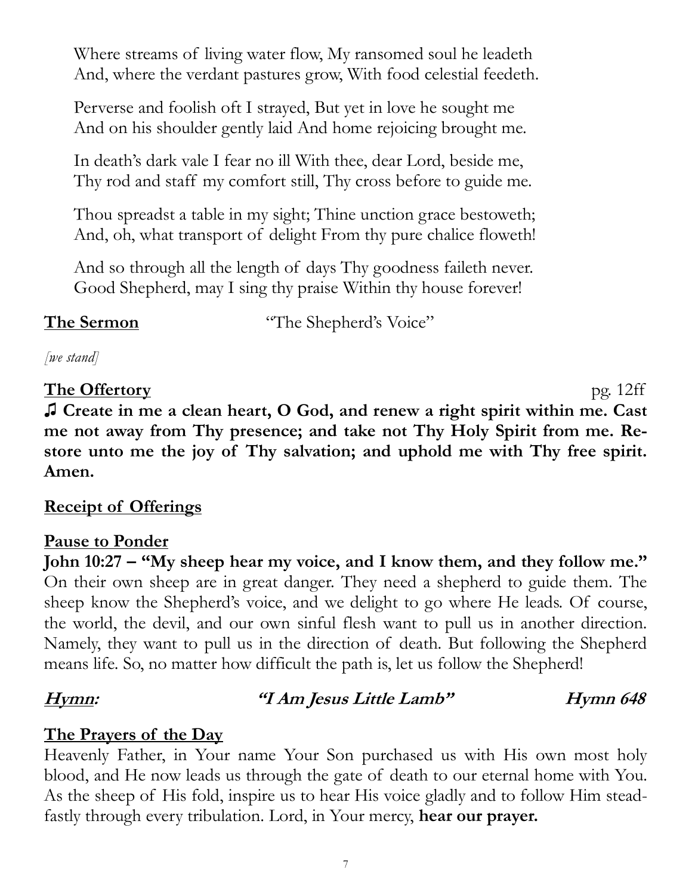Where streams of living water flow, My ransomed soul he leadeth
And, where the verdant pastures grow, With food celestial feedeth.

Perverse and foolish oft I strayed, But yet in love he sought me
And on his shoulder gently laid And home rejoicing brought me.

In death's dark vale I fear no ill With thee, dear Lord, beside me,
Thy rod and staff my comfort still, Thy cross before to guide me.

Thou spreadst a table in my sight; Thine unction grace bestoweth;
And, oh, what transport of delight From thy pure chalice floweth!

And so through all the length of days Thy goodness faileth never.
Good Shepherd, may I sing thy praise Within thy house forever!

**The Sermon** "The Shepherd's Voice"

*[we stand]*

**The Offertory** pg. 12ff

**♫ Create in me a clean heart, O God, and renew a right spirit within me. Cast me not away from Thy presence; and take not Thy Holy Spirit from me. Restore unto me the joy of Thy salvation; and uphold me with Thy free spirit. Amen.**

**Receipt of Offerings**

**Pause to Ponder**

**John 10:27 – "My sheep hear my voice, and I know them, and they follow me."** On their own sheep are in great danger. They need a shepherd to guide them. The sheep know the Shepherd's voice, and we delight to go where He leads. Of course, the world, the devil, and our own sinful flesh want to pull us in another direction. Namely, they want to pull us in the direction of death. But following the Shepherd means life. So, no matter how difficult the path is, let us follow the Shepherd!

***Hymn:* *"I Am Jesus Little Lamb"* *Hymn 648***

**The Prayers of the Day**

Heavenly Father, in Your name Your Son purchased us with His own most holy blood, and He now leads us through the gate of death to our eternal home with You. As the sheep of His fold, inspire us to hear His voice gladly and to follow Him steadfastly through every tribulation. Lord, in Your mercy, **hear our prayer.**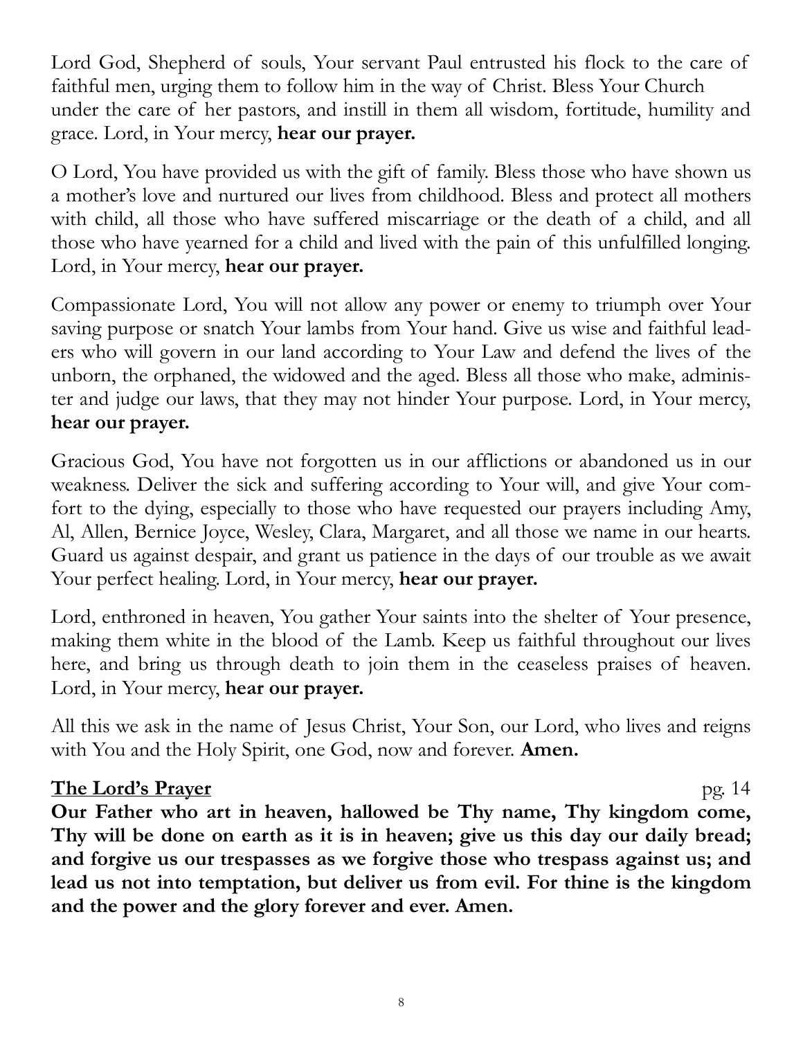Lord God, Shepherd of souls, Your servant Paul entrusted his flock to the care of faithful men, urging them to follow him in the way of Christ. Bless Your Church under the care of her pastors, and instill in them all wisdom, fortitude, humility and grace. Lord, in Your mercy, **hear our prayer.**

O Lord, You have provided us with the gift of family. Bless those who have shown us a mother's love and nurtured our lives from childhood. Bless and protect all mothers with child, all those who have suffered miscarriage or the death of a child, and all those who have yearned for a child and lived with the pain of this unfulfilled longing. Lord, in Your mercy, **hear our prayer.**

Compassionate Lord, You will not allow any power or enemy to triumph over Your saving purpose or snatch Your lambs from Your hand. Give us wise and faithful leaders who will govern in our land according to Your Law and defend the lives of the unborn, the orphaned, the widowed and the aged. Bless all those who make, administer and judge our laws, that they may not hinder Your purpose. Lord, in Your mercy, **hear our prayer.**

Gracious God, You have not forgotten us in our afflictions or abandoned us in our weakness. Deliver the sick and suffering according to Your will, and give Your comfort to the dying, especially to those who have requested our prayers including Amy, Al, Allen, Bernice Joyce, Wesley, Clara, Margaret, and all those we name in our hearts. Guard us against despair, and grant us patience in the days of our trouble as we await Your perfect healing. Lord, in Your mercy, **hear our prayer.**

Lord, enthroned in heaven, You gather Your saints into the shelter of Your presence, making them white in the blood of the Lamb. Keep us faithful throughout our lives here, and bring us through death to join them in the ceaseless praises of heaven. Lord, in Your mercy, **hear our prayer.**

All this we ask in the name of Jesus Christ, Your Son, our Lord, who lives and reigns with You and the Holy Spirit, one God, now and forever. **Amen.**

**The Lord's Prayer** pg. 14

**Our Father who art in heaven, hallowed be Thy name, Thy kingdom come, Thy will be done on earth as it is in heaven; give us this day our daily bread; and forgive us our trespasses as we forgive those who trespass against us; and lead us not into temptation, but deliver us from evil. For thine is the kingdom and the power and the glory forever and ever. Amen.**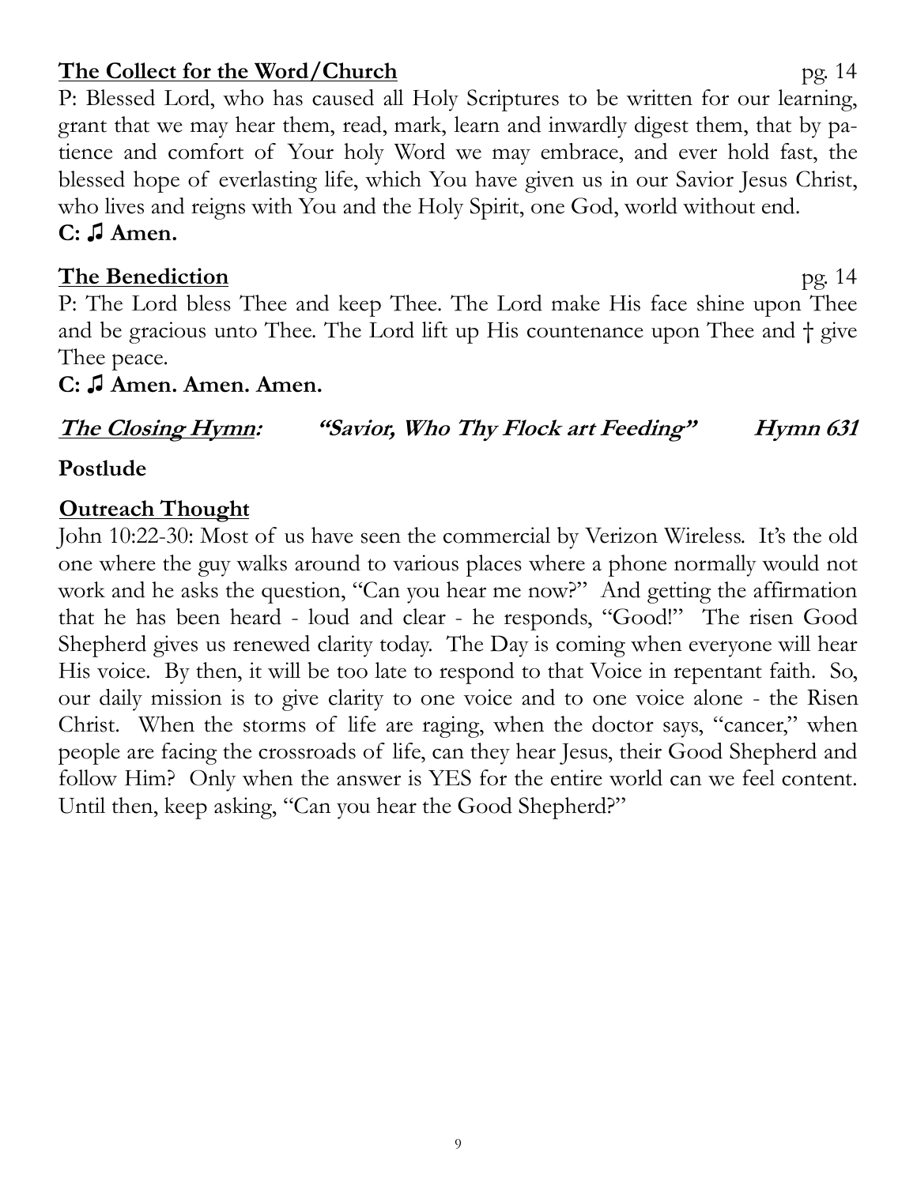**<u>The Collect for the Word/Church</u>** pg. 14

P: Blessed Lord, who has caused all Holy Scriptures to be written for our learning, grant that we may hear them, read, mark, learn and inwardly digest them, that by patience and comfort of Your holy Word we may embrace, and ever hold fast, the blessed hope of everlasting life, which You have given us in our Savior Jesus Christ, who lives and reigns with You and the Holy Spirit, one God, world without end.

**C: ♫ Amen.**

**<u>The Benediction</u>** pg. 14

P: The Lord bless Thee and keep Thee. The Lord make His face shine upon Thee and be gracious unto Thee. The Lord lift up His countenance upon Thee and † give Thee peace.

**C: ♫ Amen. Amen. Amen.**

***<u>The Closing Hymn</u>: "Savior, Who Thy Flock art Feeding" Hymn 631***

**Postlude**

**<u>Outreach Thought</u>**

John 10:22-30: Most of us have seen the commercial by Verizon Wireless. It's the old one where the guy walks around to various places where a phone normally would not work and he asks the question, "Can you hear me now?" And getting the affirmation that he has been heard - loud and clear - he responds, "Good!" The risen Good Shepherd gives us renewed clarity today. The Day is coming when everyone will hear His voice. By then, it will be too late to respond to that Voice in repentant faith. So, our daily mission is to give clarity to one voice and to one voice alone - the Risen Christ. When the storms of life are raging, when the doctor says, "cancer," when people are facing the crossroads of life, can they hear Jesus, their Good Shepherd and follow Him? Only when the answer is YES for the entire world can we feel content. Until then, keep asking, "Can you hear the Good Shepherd?"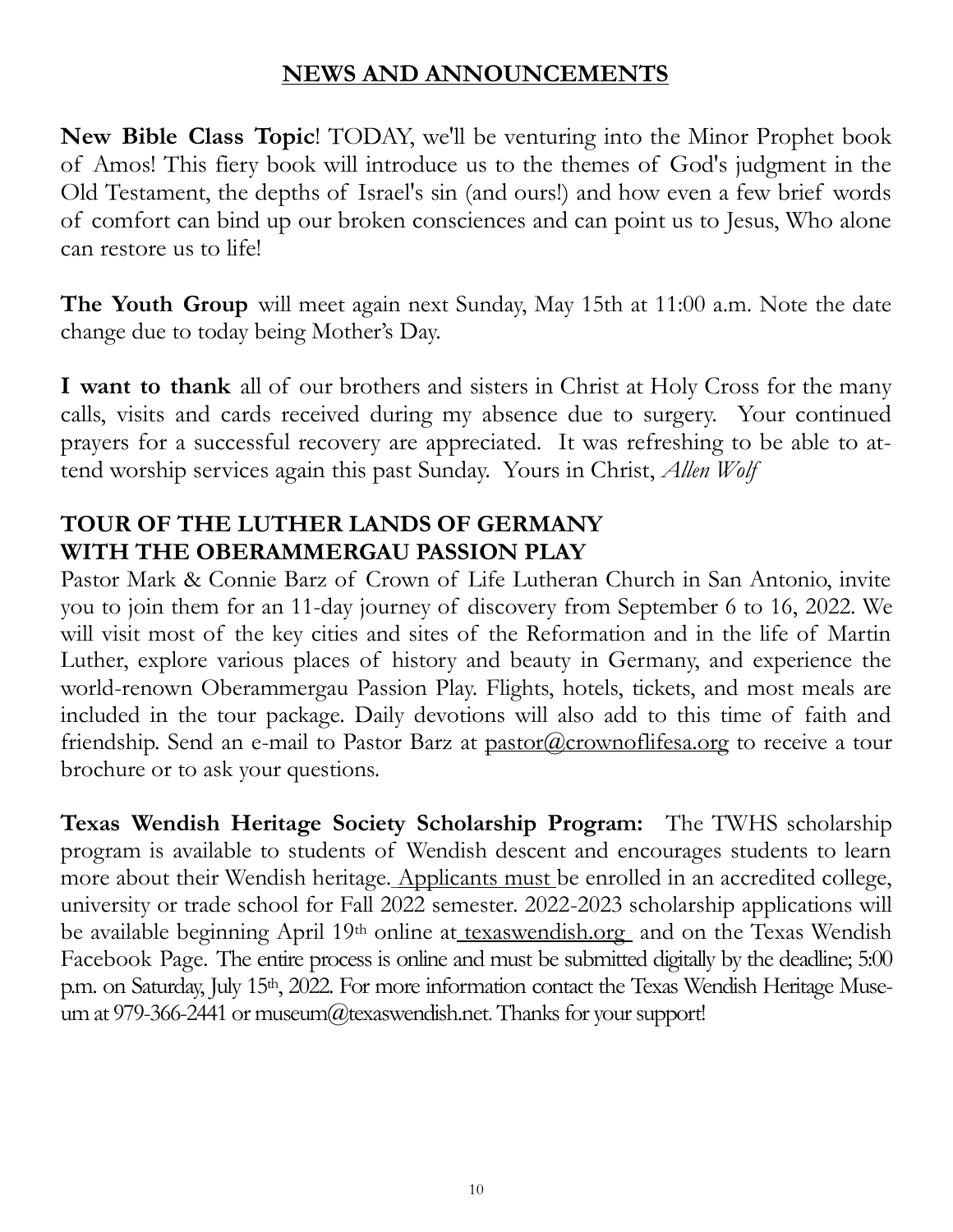## NEWS AND ANNOUNCEMENTS

**New Bible Class Topic**! TODAY, we'll be venturing into the Minor Prophet book of Amos! This fiery book will introduce us to the themes of God's judgment in the Old Testament, the depths of Israel's sin (and ours!) and how even a few brief words of comfort can bind up our broken consciences and can point us to Jesus, Who alone can restore us to life!

**The Youth Group** will meet again next Sunday, May 15th at 11:00 a.m. Note the date change due to today being Mother's Day.

**I want to thank** all of our brothers and sisters in Christ at Holy Cross for the many calls, visits and cards received during my absence due to surgery. Your continued prayers for a successful recovery are appreciated. It was refreshing to be able to attend worship services again this past Sunday. Yours in Christ, *Allen Wolf*

**TOUR OF THE LUTHER LANDS OF GERMANY WITH THE OBERAMMERGAU PASSION PLAY**
Pastor Mark & Connie Barz of Crown of Life Lutheran Church in San Antonio, invite you to join them for an 11-day journey of discovery from September 6 to 16, 2022. We will visit most of the key cities and sites of the Reformation and in the life of Martin Luther, explore various places of history and beauty in Germany, and experience the world-renown Oberammergau Passion Play. Flights, hotels, tickets, and most meals are included in the tour package. Daily devotions will also add to this time of faith and friendship. Send an e-mail to Pastor Barz at pastor@crownoflifesa.org to receive a tour brochure or to ask your questions.

**Texas Wendish Heritage Society Scholarship Program:** The TWHS scholarship program is available to students of Wendish descent and encourages students to learn more about their Wendish heritage. Applicants must be enrolled in an accredited college, university or trade school for Fall 2022 semester. 2022-2023 scholarship applications will be available beginning April 19th online at texaswendish.org and on the Texas Wendish Facebook Page. The entire process is online and must be submitted digitally by the deadline; 5:00 p.m. on Saturday, July 15th, 2022. For more information contact the Texas Wendish Heritage Museum at 979-366-2441 or museum@texaswendish.net. Thanks for your support!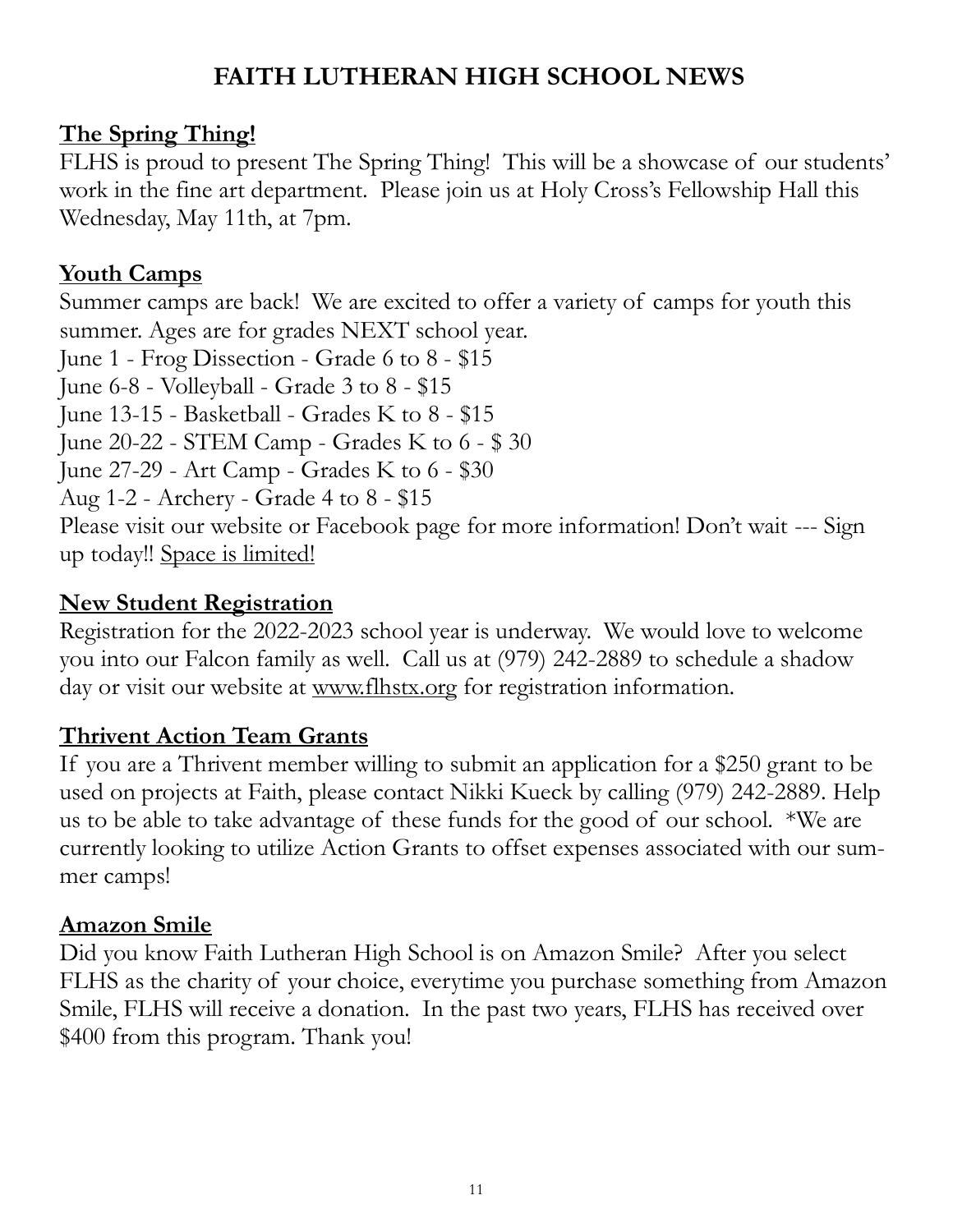# FAITH LUTHERAN HIGH SCHOOL NEWS

## The Spring Thing!

FLHS is proud to present The Spring Thing! This will be a showcase of our students' work in the fine art department. Please join us at Holy Cross's Fellowship Hall this Wednesday, May 11th, at 7pm.

## Youth Camps

Summer camps are back! We are excited to offer a variety of camps for youth this summer. Ages are for grades NEXT school year.
June 1 - Frog Dissection - Grade 6 to 8 - $15
June 6-8 - Volleyball - Grade 3 to 8 - $15
June 13-15 - Basketball - Grades K to 8 - $15
June 20-22 - STEM Camp - Grades K to 6 - $ 30
June 27-29 - Art Camp - Grades K to 6 - $30
Aug 1-2 - Archery - Grade 4 to 8 - $15
Please visit our website or Facebook page for more information! Don't wait --- Sign up today!! Space is limited!

## New Student Registration

Registration for the 2022-2023 school year is underway. We would love to welcome you into our Falcon family as well. Call us at (979) 242-2889 to schedule a shadow day or visit our website at www.flhstx.org for registration information.

## Thrivent Action Team Grants

If you are a Thrivent member willing to submit an application for a $250 grant to be used on projects at Faith, please contact Nikki Kueck by calling (979) 242-2889. Help us to be able to take advantage of these funds for the good of our school. *We are currently looking to utilize Action Grants to offset expenses associated with our summer camps!

## Amazon Smile

Did you know Faith Lutheran High School is on Amazon Smile? After you select FLHS as the charity of your choice, everytime you purchase something from Amazon Smile, FLHS will receive a donation. In the past two years, FLHS has received over $400 from this program. Thank you!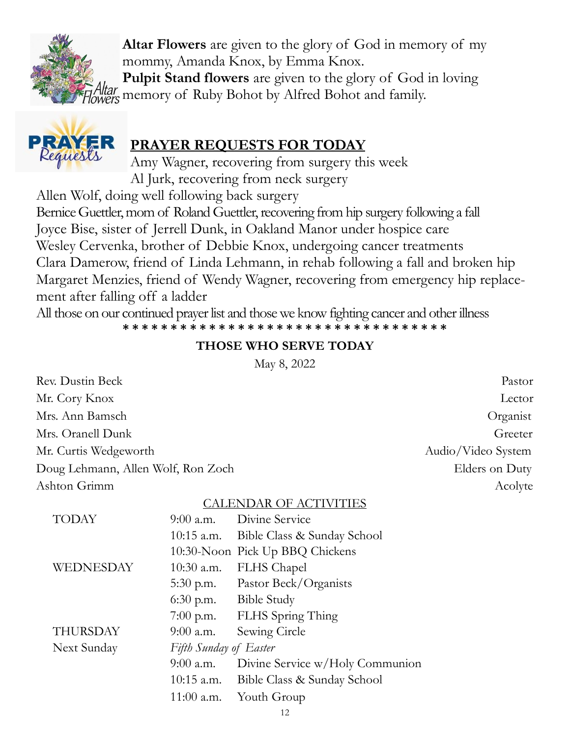**Altar Flowers** are given to the glory of God in memory of my mommy, Amanda Knox, by Emma Knox.
**Pulpit Stand flowers** are given to the glory of God in loving memory of Ruby Bohot by Alfred Bohot and family.

## PRAYER REQUESTS FOR TODAY

Amy Wagner, recovering from surgery this week
Al Jurk, recovering from neck surgery
Allen Wolf, doing well following back surgery
Bernice Guettler, mom of Roland Guettler, recovering from hip surgery following a fall
Joyce Bise, sister of Jerrell Dunk, in Oakland Manor under hospice care
Wesley Cervenka, brother of Debbie Knox, undergoing cancer treatments
Clara Damerow, friend of Linda Lehmann, in rehab following a fall and broken hip
Margaret Menzies, friend of Wendy Wagner, recovering from emergency hip replacement after falling off a ladder
All those on our continued prayer list and those we know fighting cancer and other illness

* * * * * * * * * * * * * * * * * * * * * * * * * * * * * * * * * * *

### THOSE WHO SERVE TODAY

May 8, 2022

| | |
|---|---|
| Rev. Dustin Beck | Pastor |
| Mr. Cory Knox | Lector |
| Mrs. Ann Bamsch | Organist |
| Mrs. Oranell Dunk | Greeter |
| Mr. Curtis Wedgeworth | Audio/Video System |
| Doug Lehmann, Allen Wolf, Ron Zoch | Elders on Duty |
| Ashton Grimm | Acolyte |

### CALENDAR OF ACTIVITIES

| | | |
|---|---|---|
| TODAY | 9:00 a.m. | Divine Service |
| | 10:15 a.m. | Bible Class & Sunday School |
| | 10:30-Noon | Pick Up BBQ Chickens |
| WEDNESDAY | 10:30 a.m. | FLHS Chapel |
| | 5:30 p.m. | Pastor Beck/Organists |
| | 6:30 p.m. | Bible Study |
| | 7:00 p.m. | FLHS Spring Thing |
| THURSDAY | 9:00 a.m. | Sewing Circle |
| Next Sunday | *Fifth Sunday of Easter* | |
| | 9:00 a.m. | Divine Service w/Holy Communion |
| | 10:15 a.m. | Bible Class & Sunday School |
| | 11:00 a.m. | Youth Group |